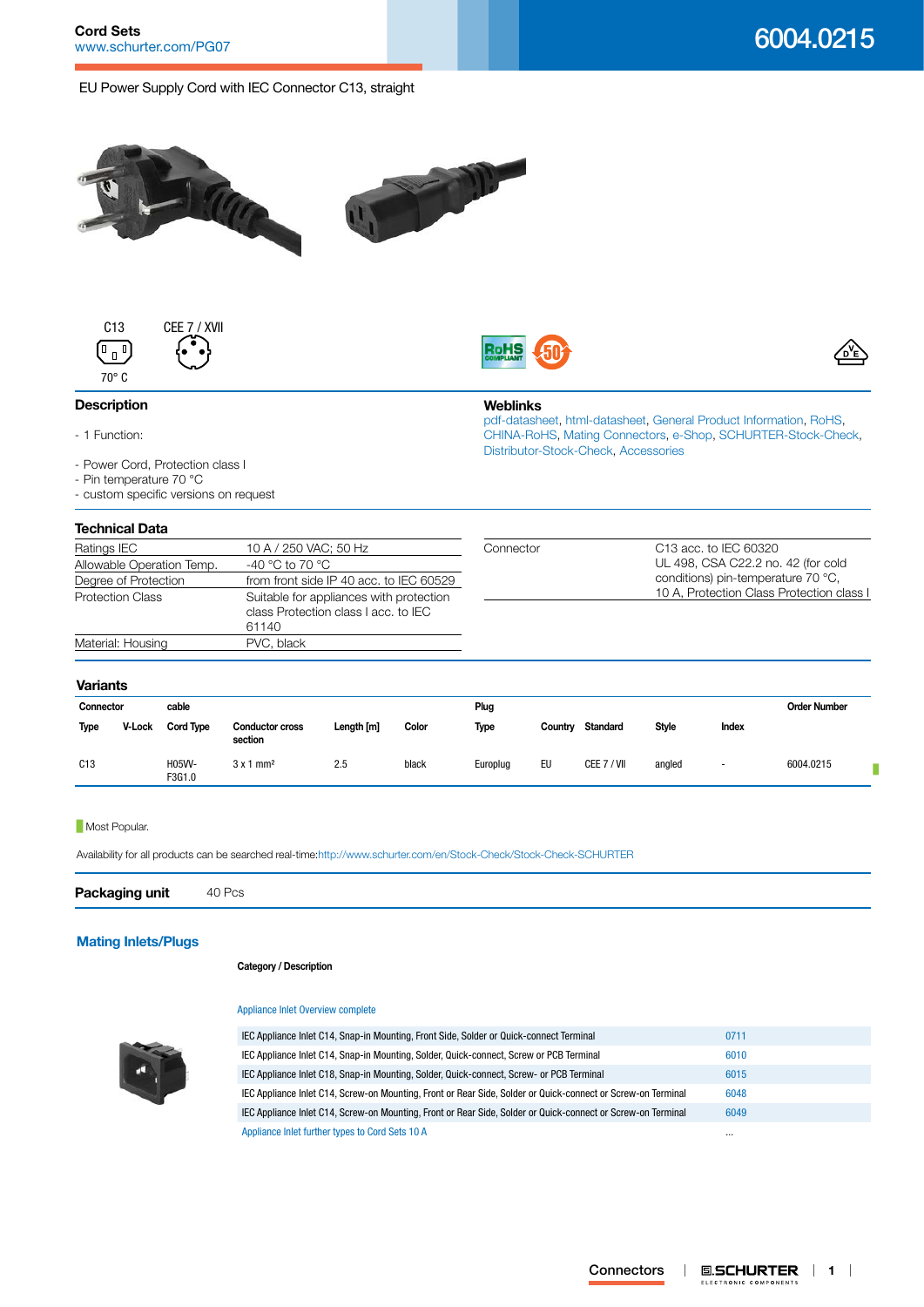Cord Sets
www.schurter.com/PG07

# 6004.0215

EU Power Supply Cord with IEC Connector C13, straight

C13 CEE 7 / XVII

70° C

## Description

- 1 Function:

- Power Cord, Protection class I
- Pin temperature 70 °C
- custom specific versions on request

## Weblinks

pdf-datasheet, html-datasheet, General Product Information, RoHS, CHINA-RoHS, Mating Connectors, e-Shop, SCHURTER-Stock-Check, Distributor-Stock-Check, Accessories

## Technical Data

| | |
|---|---|
| Ratings IEC | 10 A / 250 VAC; 50 Hz |
| Allowable Operation Temp. | -40 °C to 70 °C |
| Degree of Protection | from front side IP 40 acc. to IEC 60529 |
| Protection Class | Suitable for appliances with protection class Protection class I acc. to IEC 61140 |
| Material: Housing | PVC, black |

| | |
|---|---|
| Connector | C13 acc. to IEC 60320<br>UL 498, CSA C22.2 no. 42 (for cold conditions) pin-temperature 70 °C,<br>10 A, Protection Class Protection class I |

## Variants

| Connector | | cable | | | | Plug | | | | | Order Number |
|---|---|---|---|---|---|---|---|---|---|---|---|
| Type | V-Lock | Cord Type | Conductor cross section | Length [m] | Color | Type | Country | Standard | Style | Index | |
| C13 | | H05VV-F3G1.0 | 3 x 1 mm² | 2.5 | black | Europlug | EU | CEE 7 / VII | angled | - | 6004.0215 |

Most Popular.

Availability for all products can be searched real-time:http://www.schurter.com/en/Stock-Check/Stock-Check-SCHURTER

**Packaging unit** 40 Pcs

## Mating Inlets/Plugs

| Category / Description | |
|---|---|
| Appliance Inlet Overview complete | |
| IEC Appliance Inlet C14, Snap-in Mounting, Front Side, Solder or Quick-connect Terminal | 0711 |
| IEC Appliance Inlet C14, Snap-in Mounting, Solder, Quick-connect, Screw or PCB Terminal | 6010 |
| IEC Appliance Inlet C18, Snap-in Mounting, Solder, Quick-connect, Screw- or PCB Terminal | 6015 |
| IEC Appliance Inlet C14, Screw-on Mounting, Front or Rear Side, Solder or Quick-connect or Screw-on Terminal | 6048 |
| IEC Appliance Inlet C14, Screw-on Mounting, Front or Rear Side, Solder or Quick-connect or Screw-on Terminal | 6049 |
| Appliance Inlet further types to Cord Sets 10 A | ... |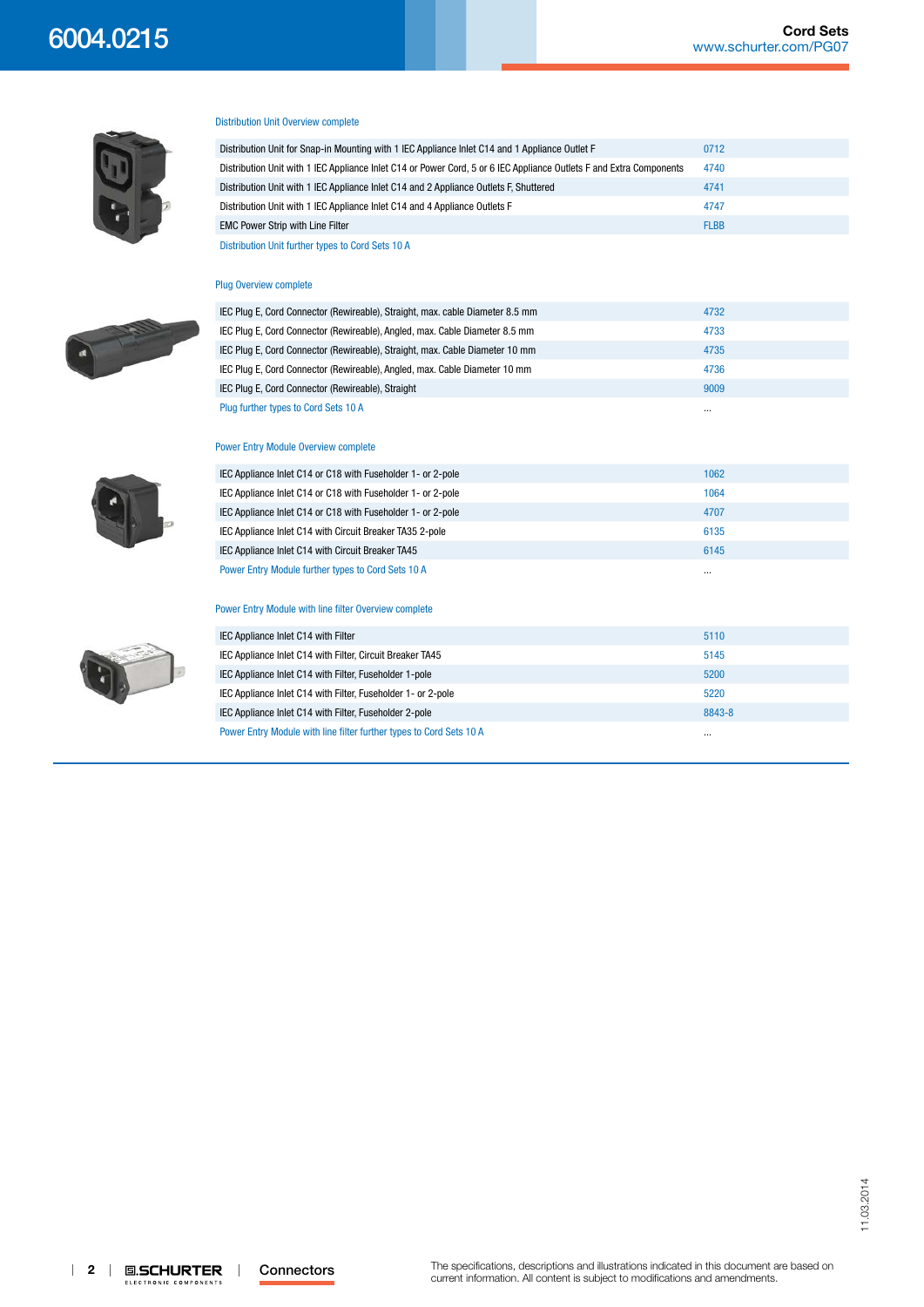Distribution Unit Overview complete

| | |
|---|---|
| Distribution Unit for Snap-in Mounting with 1 IEC Appliance Inlet C14 and 1 Appliance Outlet F | 0712 |
| Distribution Unit with 1 IEC Appliance Inlet C14 or Power Cord, 5 or 6 IEC Appliance Outlets F and Extra Components | 4740 |
| Distribution Unit with 1 IEC Appliance Inlet C14 and 2 Appliance Outlets F, Shuttered | 4741 |
| Distribution Unit with 1 IEC Appliance Inlet C14 and 4 Appliance Outlets F | 4747 |
| EMC Power Strip with Line Filter | FLBB |
| Distribution Unit further types to Cord Sets 10 A | |

Plug Overview complete

| | |
|---|---|
| IEC Plug E, Cord Connector (Rewireable), Straight, max. cable Diameter 8.5 mm | 4732 |
| IEC Plug E, Cord Connector (Rewireable), Angled, max. Cable Diameter 8.5 mm | 4733 |
| IEC Plug E, Cord Connector (Rewireable), Straight, max. Cable Diameter 10 mm | 4735 |
| IEC Plug E, Cord Connector (Rewireable), Angled, max. Cable Diameter 10 mm | 4736 |
| IEC Plug E, Cord Connector (Rewireable), Straight | 9009 |
| Plug further types to Cord Sets 10 A | ... |

Power Entry Module Overview complete

| | |
|---|---|
| IEC Appliance Inlet C14 or C18 with Fuseholder 1- or 2-pole | 1062 |
| IEC Appliance Inlet C14 or C18 with Fuseholder 1- or 2-pole | 1064 |
| IEC Appliance Inlet C14 or C18 with Fuseholder 1- or 2-pole | 4707 |
| IEC Appliance Inlet C14 with Circuit Breaker TA35 2-pole | 6135 |
| IEC Appliance Inlet C14 with Circuit Breaker TA45 | 6145 |
| Power Entry Module further types to Cord Sets 10 A | ... |

Power Entry Module with line filter Overview complete

| | |
|---|---|
| IEC Appliance Inlet C14 with Filter | 5110 |
| IEC Appliance Inlet C14 with Filter, Circuit Breaker TA45 | 5145 |
| IEC Appliance Inlet C14 with Filter, Fuseholder 1-pole | 5200 |
| IEC Appliance Inlet C14 with Filter, Fuseholder 1- or 2-pole | 5220 |
| IEC Appliance Inlet C14 with Filter, Fuseholder 2-pole | 8843-8 |
| Power Entry Module with line filter further types to Cord Sets 10 A | ... |

The specifications, descriptions and illustrations indicated in this document are based on current information. All content is subject to modifications and amendments.